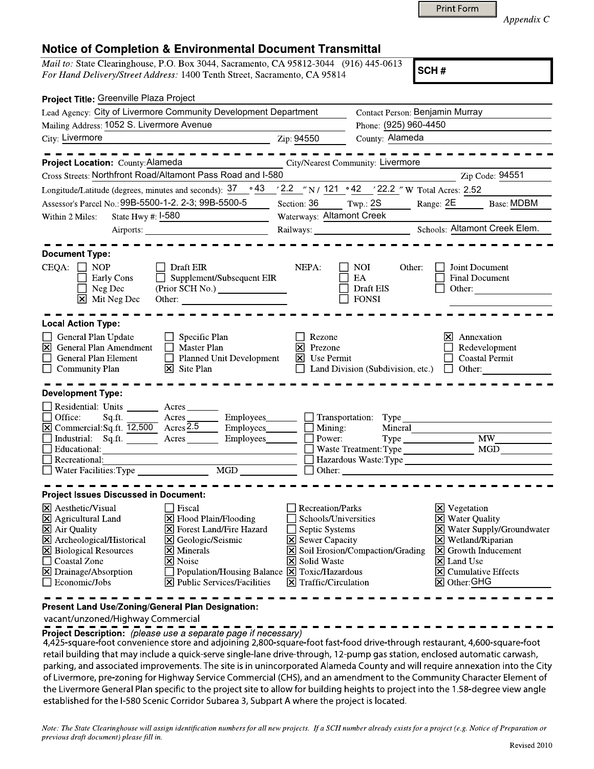Print Form

*Appendix C*

## Notice of Completion & Environmental Document Transmittal

*Mail to:* State Clearinghouse, P.O. Box 3044, Sacramento, CA 95812-3044 (916) 445-0613
*For Hand Delivery/Street Address:* 1400 Tenth Street, Sacramento, CA 95814

**SCH #**

**Project Title:** Greenville Plaza Project

Lead Agency: City of Livermore Community Development Department
Contact Person: Benjamin Murray

Mailing Address: 1052 S. Livermore Avenue
Phone: (925) 960-4450

City: Livermore
Zip: 94550
County: Alameda

---

**Project Location:** County: Alameda
City/Nearest Community: Livermore

Cross Streets: Northfront Road/Altamont Pass Road and I-580
Zip Code: 94551

Longitude/Latitude (degrees, minutes and seconds): 37 °43 ′2.2 ″N / 121 °42 ′22.2 ″W Total Acres: 2.52

Assessor's Parcel No.: 99B-5500-1-2. 2-3; 99B-5500-5
Section: 36 Twp.: 2S Range: 2E Base: MDBM

Within 2 Miles: State Hwy #: I-580
Waterways: Altamont Creek

Airports:
Railways:
Schools: Altamont Creek Elem.

---

**Document Type:**

CEQA:
- [ ] NOP
- [ ] Early Cons
- [ ] Neg Dec
- [x] Mit Neg Dec
- [ ] Draft EIR
- [ ] Supplement/Subsequent EIR (Prior SCH No.)
- Other:

NEPA:
- [ ] NOI
- [ ] EA
- [ ] Draft EIS
- [ ] FONSI

Other:
- [ ] Joint Document
- [ ] Final Document
- [ ] Other:

---

**Local Action Type:**

- [ ] General Plan Update
- [x] General Plan Amendment
- [ ] General Plan Element
- [ ] Community Plan
- [ ] Specific Plan
- [ ] Master Plan
- [ ] Planned Unit Development
- [x] Site Plan
- [ ] Rezone
- [x] Prezone
- [x] Use Permit
- [ ] Land Division (Subdivision, etc.)
- [x] Annexation
- [ ] Redevelopment
- [ ] Coastal Permit
- [ ] Other:

---

**Development Type:**

- [ ] Residential: Units ____ Acres ____
- [ ] Office: Sq.ft. ____ Acres ____ Employees ____
- [x] Commercial: Sq.ft. 12,500 Acres 2.5 Employees ____
- [ ] Industrial: Sq.ft. ____ Acres ____ Employees ____
- [ ] Educational:
- [ ] Recreational:
- [ ] Water Facilities: Type ____ MGD ____
- [ ] Transportation: Type
- [ ] Mining: Mineral
- [ ] Power: Type ____ MW ____
- [ ] Waste Treatment: Type ____ MGD ____
- [ ] Hazardous Waste: Type
- [ ] Other:

---

**Project Issues Discussed in Document:**

- [x] Aesthetic/Visual
- [x] Agricultural Land
- [x] Air Quality
- [x] Archeological/Historical
- [x] Biological Resources
- [ ] Coastal Zone
- [x] Drainage/Absorption
- [ ] Economic/Jobs
- [ ] Fiscal
- [x] Flood Plain/Flooding
- [x] Forest Land/Fire Hazard
- [x] Geologic/Seismic
- [x] Minerals
- [x] Noise
- [ ] Population/Housing Balance
- [x] Public Services/Facilities
- [ ] Recreation/Parks
- [ ] Schools/Universities
- [ ] Septic Systems
- [x] Sewer Capacity
- [x] Soil Erosion/Compaction/Grading
- [x] Solid Waste
- [x] Toxic/Hazardous
- [x] Traffic/Circulation
- [x] Vegetation
- [x] Water Quality
- [x] Water Supply/Groundwater
- [x] Wetland/Riparian
- [x] Growth Inducement
- [x] Land Use
- [x] Cumulative Effects
- [x] Other: GHG

---

**Present Land Use/Zoning/General Plan Designation:**

vacant/unzoned/Highway Commercial

**Project Description:** *(please use a separate page if necessary)*

4,425-square-foot convenience store and adjoining 2,800-square-foot fast-food drive-through restaurant, 4,600-square-foot retail building that may include a quick-serve single-lane drive-through, 12-pump gas station, enclosed automatic carwash, parking, and associated improvements. The site is in unincorporated Alameda County and will require annexation into the City of Livermore, pre-zoning for Highway Service Commercial (CHS), and an amendment to the Community Character Element of the Livermore General Plan specific to the project site to allow for building heights to project into the 1.58-degree view angle established for the I-580 Scenic Corridor Subarea 3, Subpart A where the project is located.

*Note: The State Clearinghouse will assign identification numbers for all new projects. If a SCH number already exists for a project (e.g. Notice of Preparation or previous draft document) please fill in.*

Revised 2010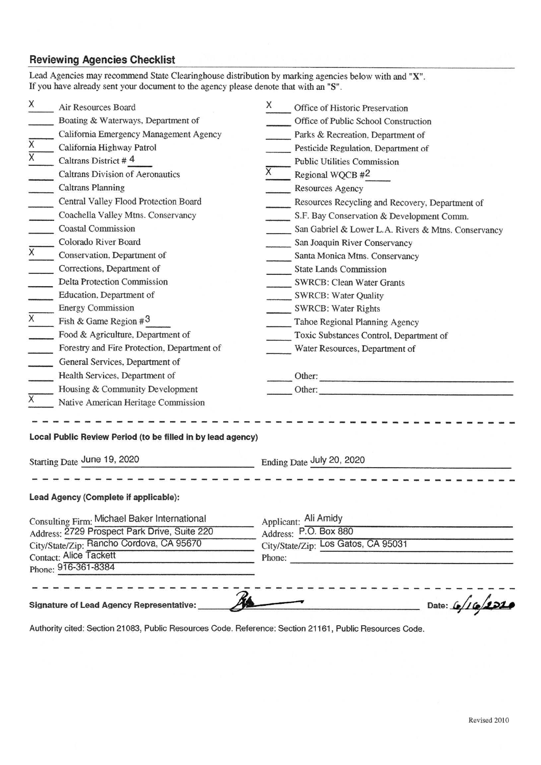## Reviewing Agencies Checklist

Lead Agencies may recommend State Clearinghouse distribution by marking agencies below with and "X".
If you have already sent your document to the agency please denote that with an "S".

- X Air Resources Board
- \_\_\_ Boating & Waterways, Department of
- \_\_\_ California Emergency Management Agency
- X California Highway Patrol
- X Caltrans District # 4
- \_\_\_ Caltrans Division of Aeronautics
- \_\_\_ Caltrans Planning
- \_\_\_ Central Valley Flood Protection Board
- \_\_\_ Coachella Valley Mtns. Conservancy
- \_\_\_ Coastal Commission
- \_\_\_ Colorado River Board
- X Conservation, Department of
- \_\_\_ Corrections, Department of
- \_\_\_ Delta Protection Commission
- \_\_\_ Education, Department of
- \_\_\_ Energy Commission
- X Fish & Game Region # 3
- \_\_\_ Food & Agriculture, Department of
- \_\_\_ Forestry and Fire Protection, Department of
- \_\_\_ General Services, Department of
- \_\_\_ Health Services, Department of
- \_\_\_ Housing & Community Development
- X Native American Heritage Commission
- X Office of Historic Preservation
- \_\_\_ Office of Public School Construction
- \_\_\_ Parks & Recreation, Department of
- \_\_\_ Pesticide Regulation, Department of
- \_\_\_ Public Utilities Commission
- X Regional WQCB # 2
- \_\_\_ Resources Agency
- \_\_\_ Resources Recycling and Recovery, Department of
- \_\_\_ S.F. Bay Conservation & Development Comm.
- \_\_\_ San Gabriel & Lower L.A. Rivers & Mtns. Conservancy
- \_\_\_ San Joaquin River Conservancy
- \_\_\_ Santa Monica Mtns. Conservancy
- \_\_\_ State Lands Commission
- \_\_\_ SWRCB: Clean Water Grants
- \_\_\_ SWRCB: Water Quality
- \_\_\_ SWRCB: Water Rights
- \_\_\_ Tahoe Regional Planning Agency
- \_\_\_ Toxic Substances Control, Department of
- \_\_\_ Water Resources, Department of
- \_\_\_ Other: \_\_\_\_\_\_\_\_
- \_\_\_ Other: \_\_\_\_\_\_\_\_

---

**Local Public Review Period (to be filled in by lead agency)**

Starting Date June 19, 2020

Ending Date July 20, 2020

---

**Lead Agency (Complete if applicable):**

Consulting Firm: Michael Baker International
Address: 2729 Prospect Park Drive, Suite 220
City/State/Zip: Rancho Cordova, CA 95670
Contact: Alice Tackett
Phone: 916-361-8384

Applicant: Ali Amidy
Address: P.O. Box 880
City/State/Zip: Los Gatos, CA 95031
Phone:

---

**Signature of Lead Agency Representative:** [signature]

Date: 6/16/2020

Authority cited: Section 21083, Public Resources Code. Reference: Section 21161, Public Resources Code.

Revised 2010